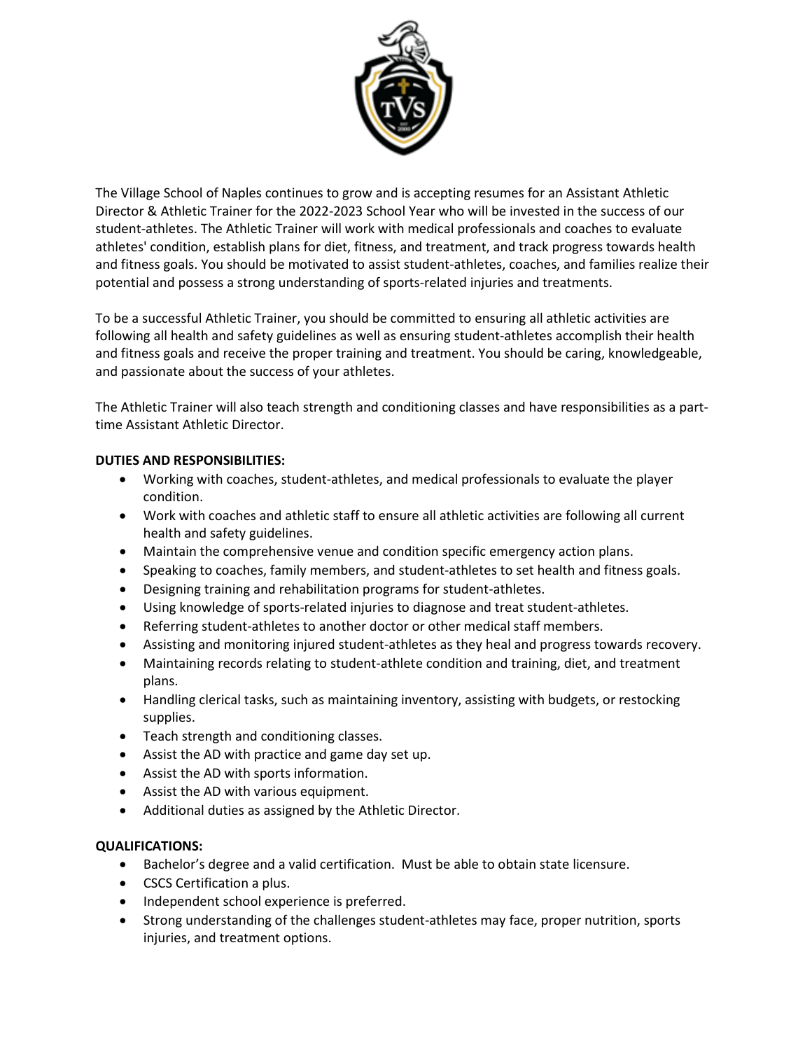The Village School of Naples continues to grow and is accepting resumes for an Assistant Athletic Director & Athletic Trainer for the 2022-2023 School Year who will be invested in the success of our student-athletes. The Athletic Trainer will work with medical professionals and coaches to evaluate athletes' condition, establish plans for diet, fitness, and treatment, and track progress towards health and fitness goals. You should be motivated to assist student-athletes, coaches, and families realize their potential and possess a strong understanding of sports-related injuries and treatments.

To be a successful Athletic Trainer, you should be committed to ensuring all athletic activities are following all health and safety guidelines as well as ensuring student-athletes accomplish their health and fitness goals and receive the proper training and treatment. You should be caring, knowledgeable, and passionate about the success of your athletes.

The Athletic Trainer will also teach strength and conditioning classes and have responsibilities as a part-time Assistant Athletic Director.

**DUTIES AND RESPONSIBILITIES:**

- Working with coaches, student-athletes, and medical professionals to evaluate the player condition.
- Work with coaches and athletic staff to ensure all athletic activities are following all current health and safety guidelines.
- Maintain the comprehensive venue and condition specific emergency action plans.
- Speaking to coaches, family members, and student-athletes to set health and fitness goals.
- Designing training and rehabilitation programs for student-athletes.
- Using knowledge of sports-related injuries to diagnose and treat student-athletes.
- Referring student-athletes to another doctor or other medical staff members.
- Assisting and monitoring injured student-athletes as they heal and progress towards recovery.
- Maintaining records relating to student-athlete condition and training, diet, and treatment plans.
- Handling clerical tasks, such as maintaining inventory, assisting with budgets, or restocking supplies.
- Teach strength and conditioning classes.
- Assist the AD with practice and game day set up.
- Assist the AD with sports information.
- Assist the AD with various equipment.
- Additional duties as assigned by the Athletic Director.

**QUALIFICATIONS:**

- Bachelor's degree and a valid certification. Must be able to obtain state licensure.
- CSCS Certification a plus.
- Independent school experience is preferred.
- Strong understanding of the challenges student-athletes may face, proper nutrition, sports injuries, and treatment options.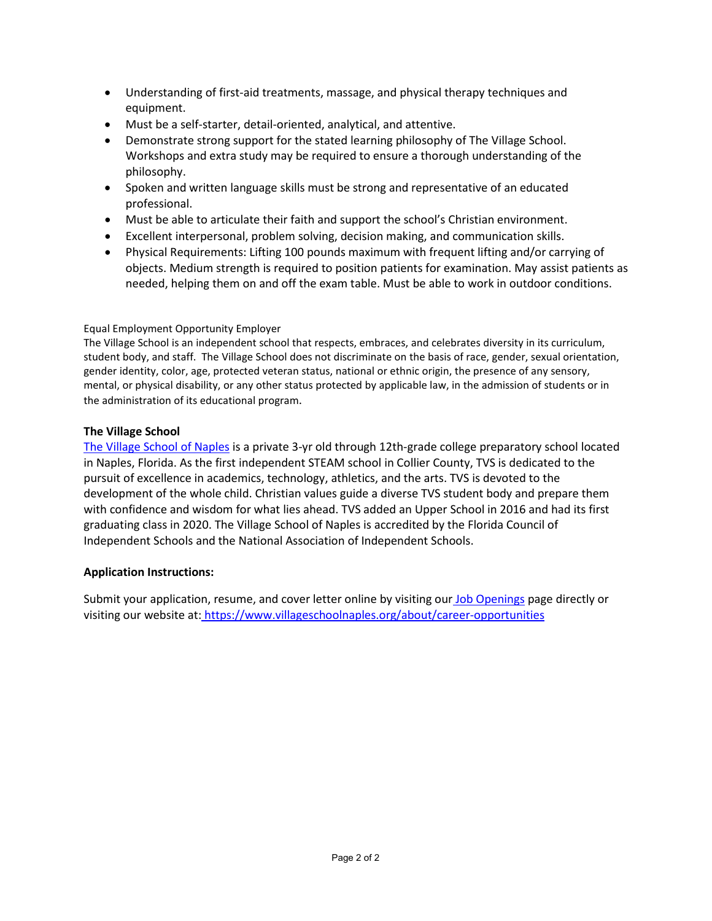- Understanding of first-aid treatments, massage, and physical therapy techniques and equipment.
- Must be a self-starter, detail-oriented, analytical, and attentive.
- Demonstrate strong support for the stated learning philosophy of The Village School. Workshops and extra study may be required to ensure a thorough understanding of the philosophy.
- Spoken and written language skills must be strong and representative of an educated professional.
- Must be able to articulate their faith and support the school's Christian environment.
- Excellent interpersonal, problem solving, decision making, and communication skills.
- Physical Requirements: Lifting 100 pounds maximum with frequent lifting and/or carrying of objects. Medium strength is required to position patients for examination. May assist patients as needed, helping them on and off the exam table. Must be able to work in outdoor conditions.

Equal Employment Opportunity Employer
The Village School is an independent school that respects, embraces, and celebrates diversity in its curriculum, student body, and staff. The Village School does not discriminate on the basis of race, gender, sexual orientation, gender identity, color, age, protected veteran status, national or ethnic origin, the presence of any sensory, mental, or physical disability, or any other status protected by applicable law, in the admission of students or in the administration of its educational program.

**The Village School**

The Village School of Naples is a private 3-yr old through 12th-grade college preparatory school located in Naples, Florida. As the first independent STEAM school in Collier County, TVS is dedicated to the pursuit of excellence in academics, technology, athletics, and the arts. TVS is devoted to the development of the whole child. Christian values guide a diverse TVS student body and prepare them with confidence and wisdom for what lies ahead. TVS added an Upper School in 2016 and had its first graduating class in 2020. The Village School of Naples is accredited by the Florida Council of Independent Schools and the National Association of Independent Schools.

**Application Instructions:**

Submit your application, resume, and cover letter online by visiting our Job Openings page directly or visiting our website at: https://www.villageschoolnaples.org/about/career-opportunities